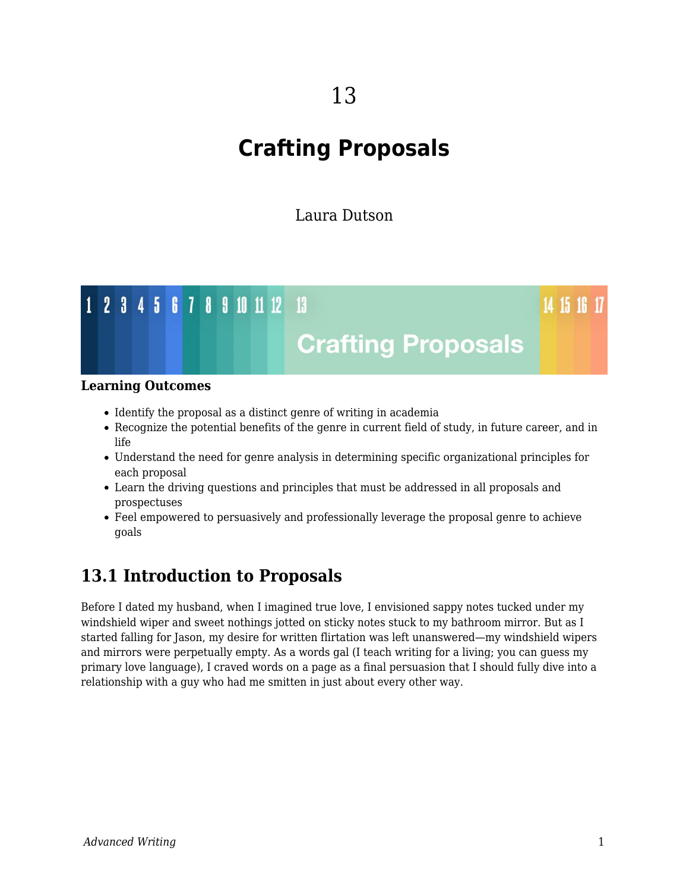13

# Crafting Proposals

Laura Dutson

**Learning Outcomes**

- Identify the proposal as a distinct genre of writing in academia
- Recognize the potential benefits of the genre in current field of study, in future career, and in life
- Understand the need for genre analysis in determining specific organizational principles for each proposal
- Learn the driving questions and principles that must be addressed in all proposals and prospectuses
- Feel empowered to persuasively and professionally leverage the proposal genre to achieve goals

## 13.1 Introduction to Proposals

Before I dated my husband, when I imagined true love, I envisioned sappy notes tucked under my windshield wiper and sweet nothings jotted on sticky notes stuck to my bathroom mirror. But as I started falling for Jason, my desire for written flirtation was left unanswered—my windshield wipers and mirrors were perpetually empty. As a words gal (I teach writing for a living; you can guess my primary love language), I craved words on a page as a final persuasion that I should fully dive into a relationship with a guy who had me smitten in just about every other way.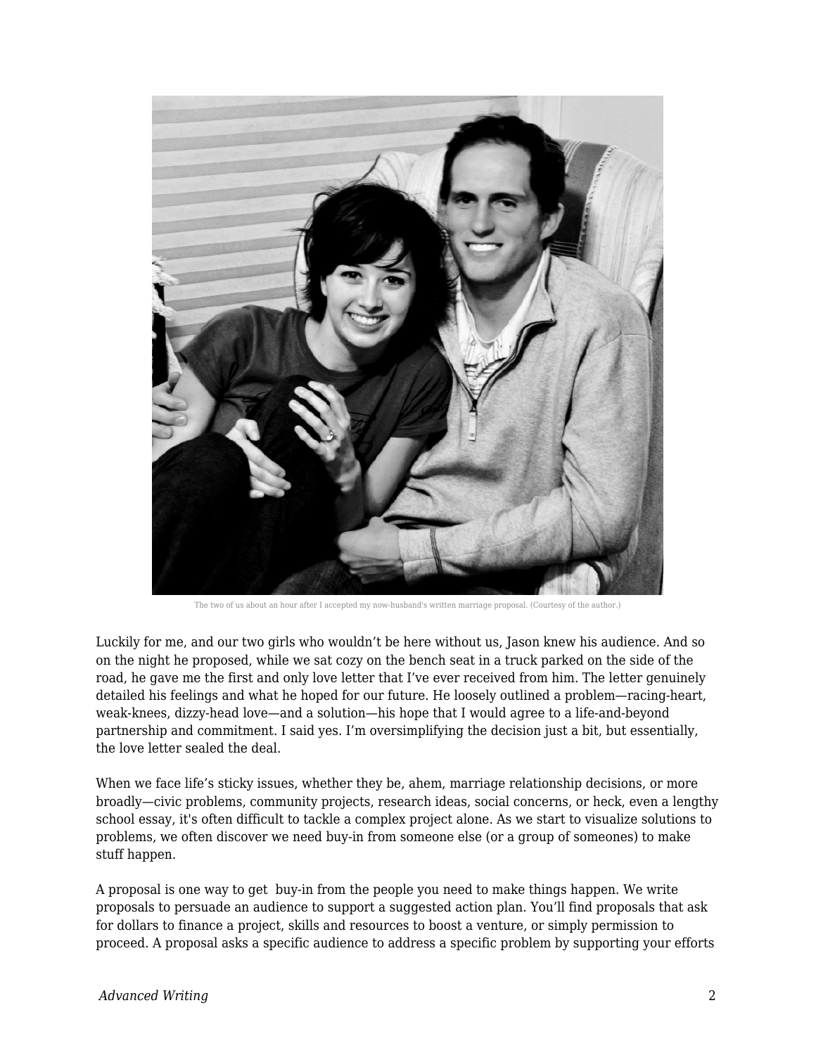The two of us about an hour after I accepted my now-husband's written marriage proposal. (Courtesy of the author.)

Luckily for me, and our two girls who wouldn't be here without us, Jason knew his audience. And so on the night he proposed, while we sat cozy on the bench seat in a truck parked on the side of the road, he gave me the first and only love letter that I've ever received from him. The letter genuinely detailed his feelings and what he hoped for our future. He loosely outlined a problem—racing-heart, weak-knees, dizzy-head love—and a solution—his hope that I would agree to a life-and-beyond partnership and commitment. I said yes. I'm oversimplifying the decision just a bit, but essentially, the love letter sealed the deal.

When we face life's sticky issues, whether they be, ahem, marriage relationship decisions, or more broadly—civic problems, community projects, research ideas, social concerns, or heck, even a lengthy school essay, it's often difficult to tackle a complex project alone. As we start to visualize solutions to problems, we often discover we need buy-in from someone else (or a group of someones) to make stuff happen.

A proposal is one way to get buy-in from the people you need to make things happen. We write proposals to persuade an audience to support a suggested action plan. You'll find proposals that ask for dollars to finance a project, skills and resources to boost a venture, or simply permission to proceed. A proposal asks a specific audience to address a specific problem by supporting your efforts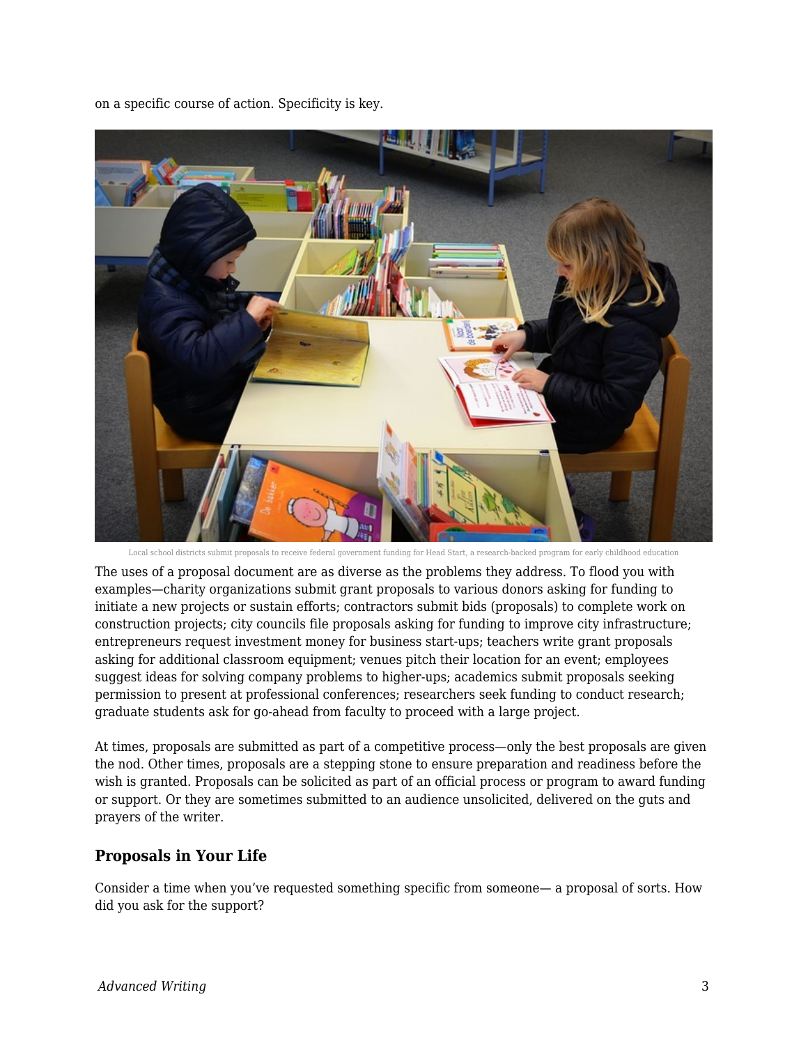on a specific course of action. Specificity is key.

Local school districts submit proposals to receive federal government funding for Head Start, a research-backed program for early childhood education

The uses of a proposal document are as diverse as the problems they address. To flood you with examples—charity organizations submit grant proposals to various donors asking for funding to initiate a new projects or sustain efforts; contractors submit bids (proposals) to complete work on construction projects; city councils file proposals asking for funding to improve city infrastructure; entrepreneurs request investment money for business start-ups; teachers write grant proposals asking for additional classroom equipment; venues pitch their location for an event; employees suggest ideas for solving company problems to higher-ups; academics submit proposals seeking permission to present at professional conferences; researchers seek funding to conduct research; graduate students ask for go-ahead from faculty to proceed with a large project.

At times, proposals are submitted as part of a competitive process—only the best proposals are given the nod. Other times, proposals are a stepping stone to ensure preparation and readiness before the wish is granted. Proposals can be solicited as part of an official process or program to award funding or support. Or they are sometimes submitted to an audience unsolicited, delivered on the guts and prayers of the writer.

### Proposals in Your Life

Consider a time when you've requested something specific from someone— a proposal of sorts. How did you ask for the support?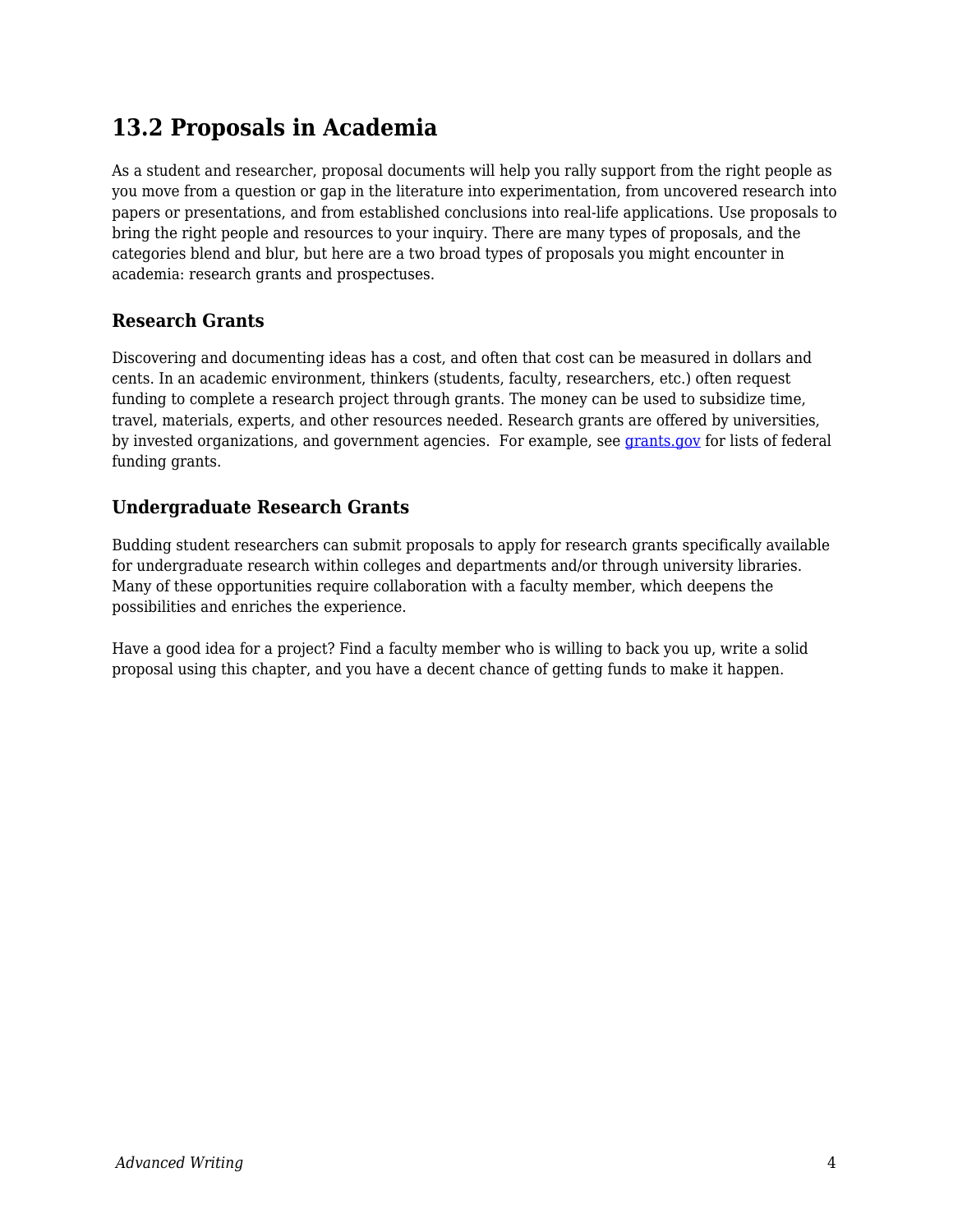## 13.2 Proposals in Academia

As a student and researcher, proposal documents will help you rally support from the right people as you move from a question or gap in the literature into experimentation, from uncovered research into papers or presentations, and from established conclusions into real-life applications. Use proposals to bring the right people and resources to your inquiry. There are many types of proposals, and the categories blend and blur, but here are a two broad types of proposals you might encounter in academia: research grants and prospectuses.

### Research Grants

Discovering and documenting ideas has a cost, and often that cost can be measured in dollars and cents. In an academic environment, thinkers (students, faculty, researchers, etc.) often request funding to complete a research project through grants. The money can be used to subsidize time, travel, materials, experts, and other resources needed. Research grants are offered by universities, by invested organizations, and government agencies.  For example, see grants.gov for lists of federal funding grants.

### Undergraduate Research Grants

Budding student researchers can submit proposals to apply for research grants specifically available for undergraduate research within colleges and departments and/or through university libraries. Many of these opportunities require collaboration with a faculty member, which deepens the possibilities and enriches the experience.

Have a good idea for a project? Find a faculty member who is willing to back you up, write a solid proposal using this chapter, and you have a decent chance of getting funds to make it happen.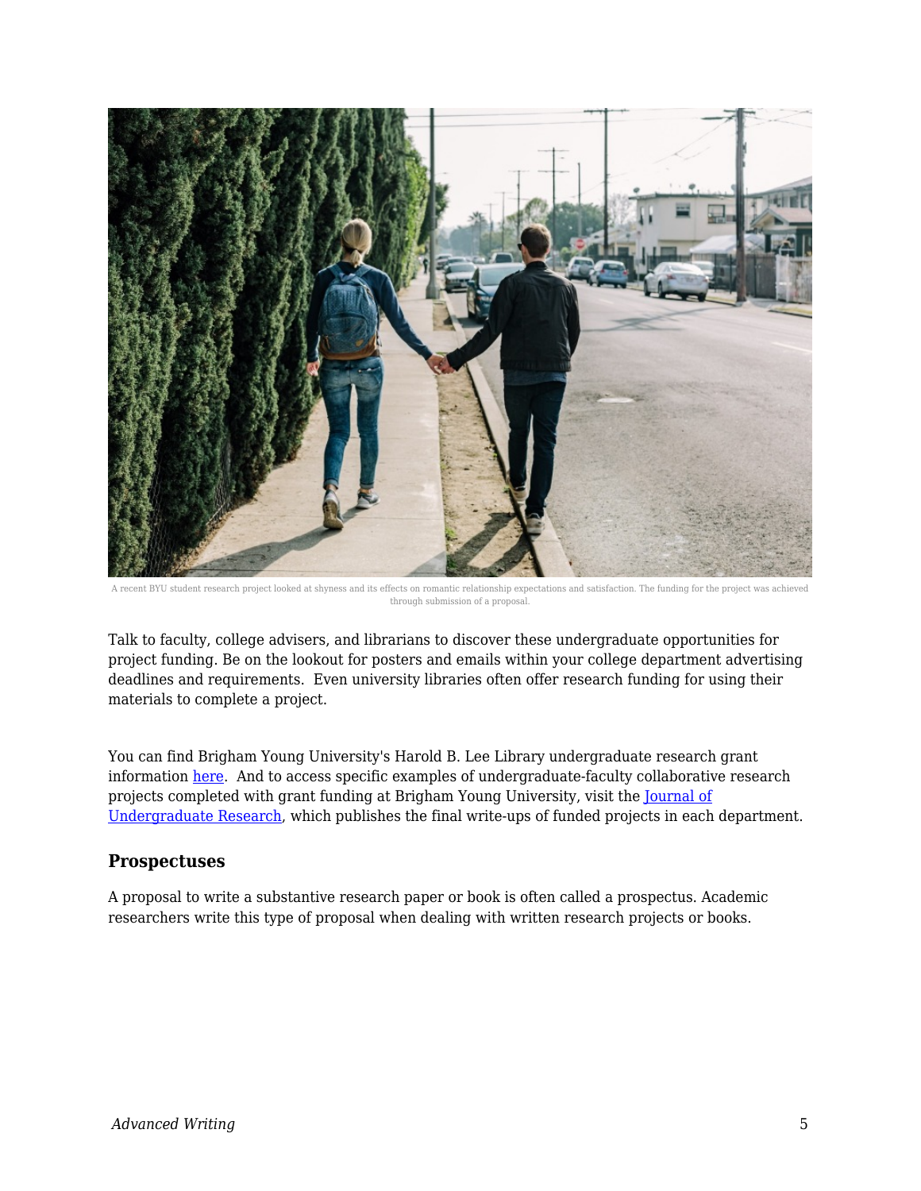A recent BYU student research project looked at shyness and its effects on romantic relationship expectations and satisfaction. The funding for the project was achieved through submission of a proposal.

Talk to faculty, college advisers, and librarians to discover these undergraduate opportunities for project funding. Be on the lookout for posters and emails within your college department advertising deadlines and requirements.  Even university libraries often offer research funding for using their materials to complete a project.

You can find Brigham Young University's Harold B. Lee Library undergraduate research grant information here.  And to access specific examples of undergraduate-faculty collaborative research projects completed with grant funding at Brigham Young University, visit the Journal of Undergraduate Research, which publishes the final write-ups of funded projects in each department.

### Prospectuses

A proposal to write a substantive research paper or book is often called a prospectus. Academic researchers write this type of proposal when dealing with written research projects or books.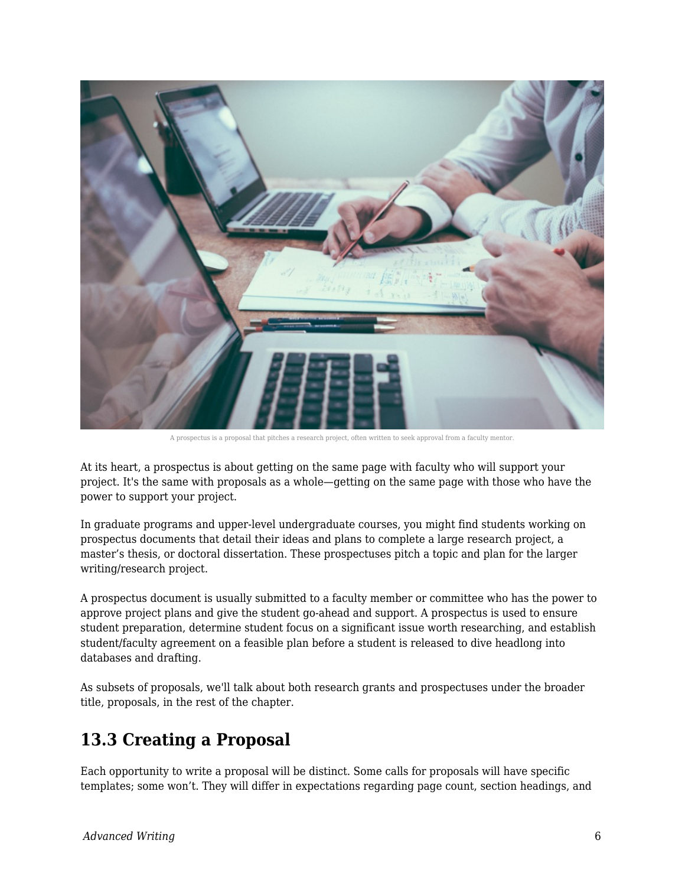A prospectus is a proposal that pitches a research project, often written to seek approval from a faculty mentor.

At its heart, a prospectus is about getting on the same page with faculty who will support your project. It's the same with proposals as a whole—getting on the same page with those who have the power to support your project.

In graduate programs and upper-level undergraduate courses, you might find students working on prospectus documents that detail their ideas and plans to complete a large research project, a master's thesis, or doctoral dissertation. These prospectuses pitch a topic and plan for the larger writing/research project.

A prospectus document is usually submitted to a faculty member or committee who has the power to approve project plans and give the student go-ahead and support. A prospectus is used to ensure student preparation, determine student focus on a significant issue worth researching, and establish student/faculty agreement on a feasible plan before a student is released to dive headlong into databases and drafting.

As subsets of proposals, we'll talk about both research grants and prospectuses under the broader title, proposals, in the rest of the chapter.

## 13.3 Creating a Proposal

Each opportunity to write a proposal will be distinct. Some calls for proposals will have specific templates; some won't. They will differ in expectations regarding page count, section headings, and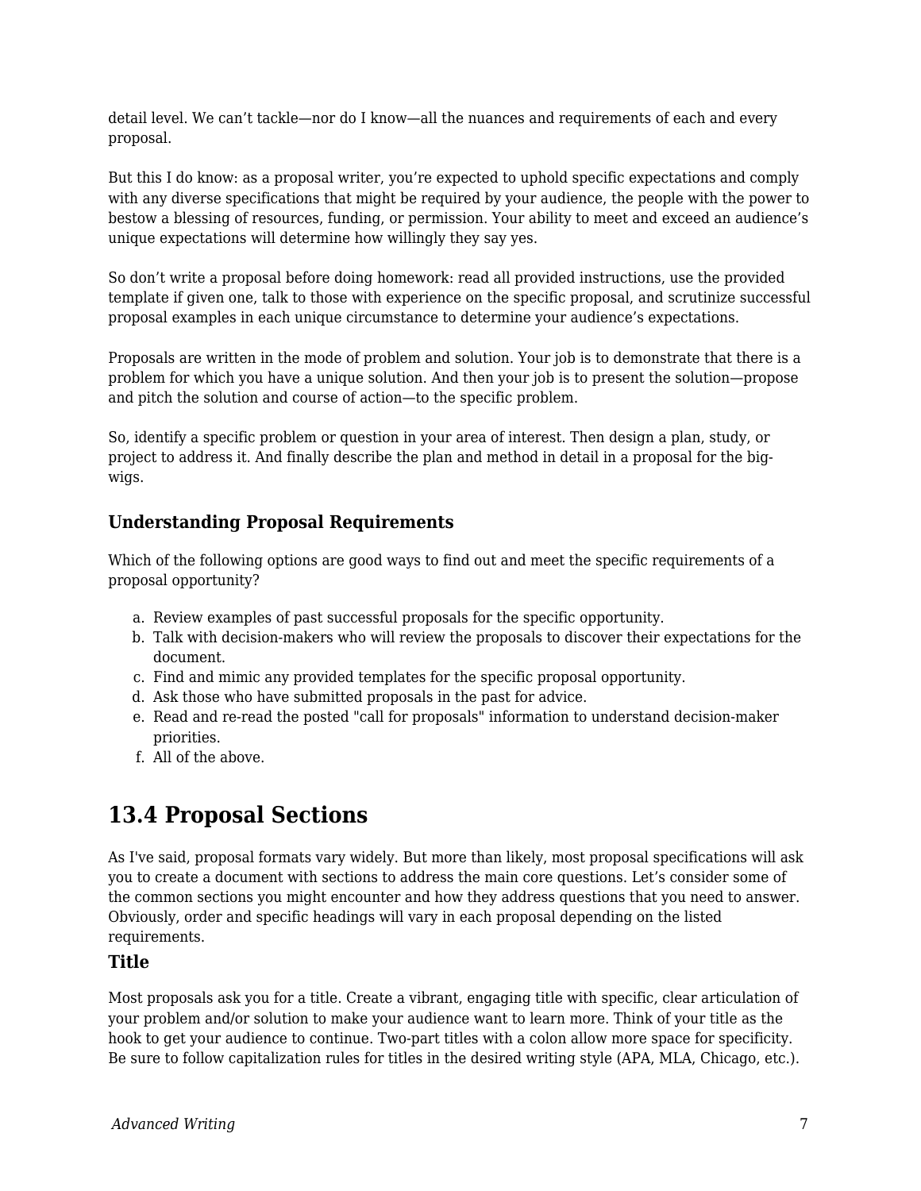detail level. We can’t tackle—nor do I know—all the nuances and requirements of each and every proposal.

But this I do know: as a proposal writer, you’re expected to uphold specific expectations and comply with any diverse specifications that might be required by your audience, the people with the power to bestow a blessing of resources, funding, or permission. Your ability to meet and exceed an audience’s unique expectations will determine how willingly they say yes.

So don’t write a proposal before doing homework: read all provided instructions, use the provided template if given one, talk to those with experience on the specific proposal, and scrutinize successful proposal examples in each unique circumstance to determine your audience’s expectations.

Proposals are written in the mode of problem and solution. Your job is to demonstrate that there is a problem for which you have a unique solution. And then your job is to present the solution—propose and pitch the solution and course of action—to the specific problem.

So, identify a specific problem or question in your area of interest. Then design a plan, study, or project to address it. And finally describe the plan and method in detail in a proposal for the big-wigs.

### Understanding Proposal Requirements

Which of the following options are good ways to find out and meet the specific requirements of a proposal opportunity?

a. Review examples of past successful proposals for the specific opportunity.
b. Talk with decision-makers who will review the proposals to discover their expectations for the document.
c. Find and mimic any provided templates for the specific proposal opportunity.
d. Ask those who have submitted proposals in the past for advice.
e. Read and re-read the posted "call for proposals" information to understand decision-maker priorities.
f. All of the above.

## 13.4 Proposal Sections

As I've said, proposal formats vary widely. But more than likely, most proposal specifications will ask you to create a document with sections to address the main core questions. Let’s consider some of the common sections you might encounter and how they address questions that you need to answer. Obviously, order and specific headings will vary in each proposal depending on the listed requirements.

### Title

Most proposals ask you for a title. Create a vibrant, engaging title with specific, clear articulation of your problem and/or solution to make your audience want to learn more. Think of your title as the hook to get your audience to continue. Two-part titles with a colon allow more space for specificity. Be sure to follow capitalization rules for titles in the desired writing style (APA, MLA, Chicago, etc.).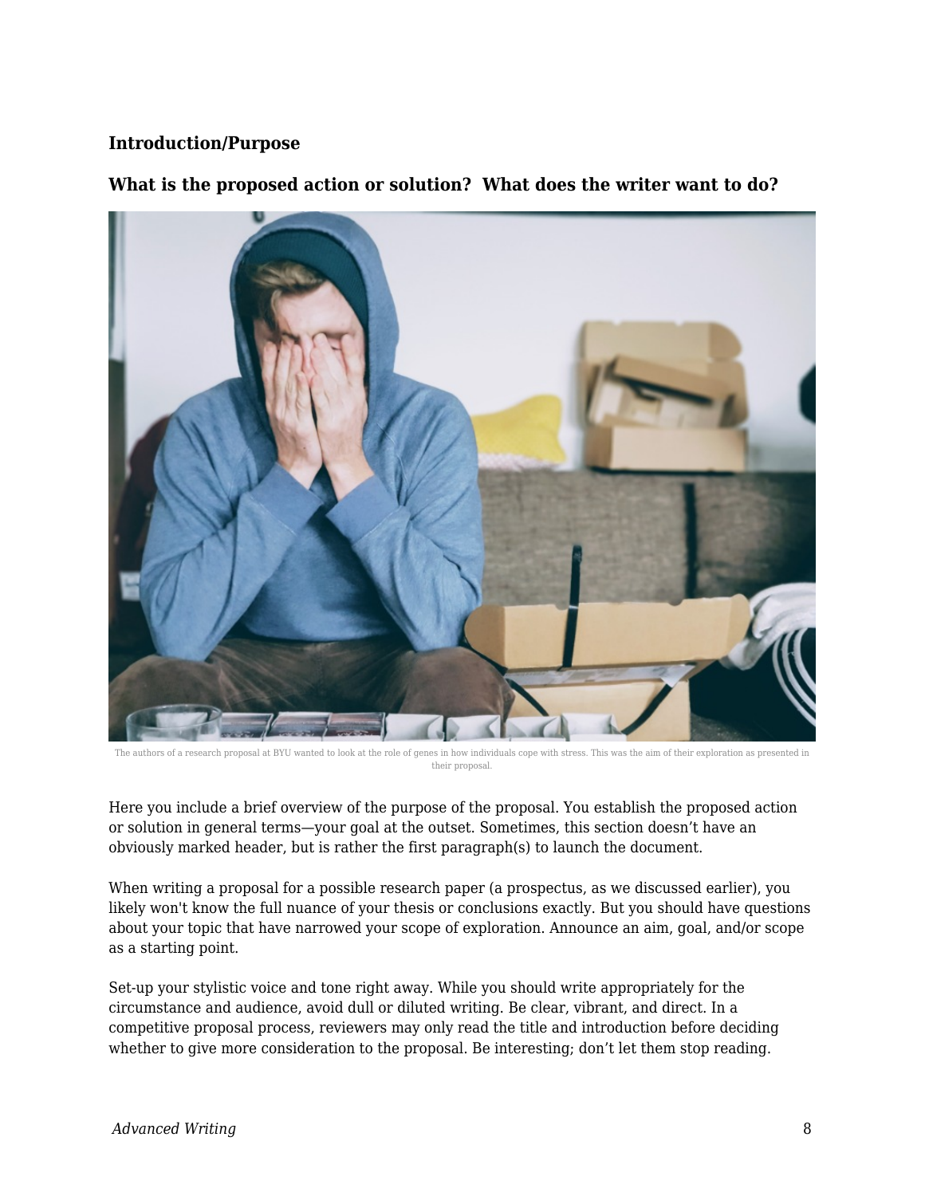### Introduction/Purpose

### What is the proposed action or solution? What does the writer want to do?

The authors of a research proposal at BYU wanted to look at the role of genes in how individuals cope with stress. This was the aim of their exploration as presented in their proposal.

Here you include a brief overview of the purpose of the proposal. You establish the proposed action or solution in general terms—your goal at the outset. Sometimes, this section doesn't have an obviously marked header, but is rather the first paragraph(s) to launch the document.

When writing a proposal for a possible research paper (a prospectus, as we discussed earlier), you likely won't know the full nuance of your thesis or conclusions exactly. But you should have questions about your topic that have narrowed your scope of exploration. Announce an aim, goal, and/or scope as a starting point.

Set-up your stylistic voice and tone right away. While you should write appropriately for the circumstance and audience, avoid dull or diluted writing. Be clear, vibrant, and direct. In a competitive proposal process, reviewers may only read the title and introduction before deciding whether to give more consideration to the proposal. Be interesting; don't let them stop reading.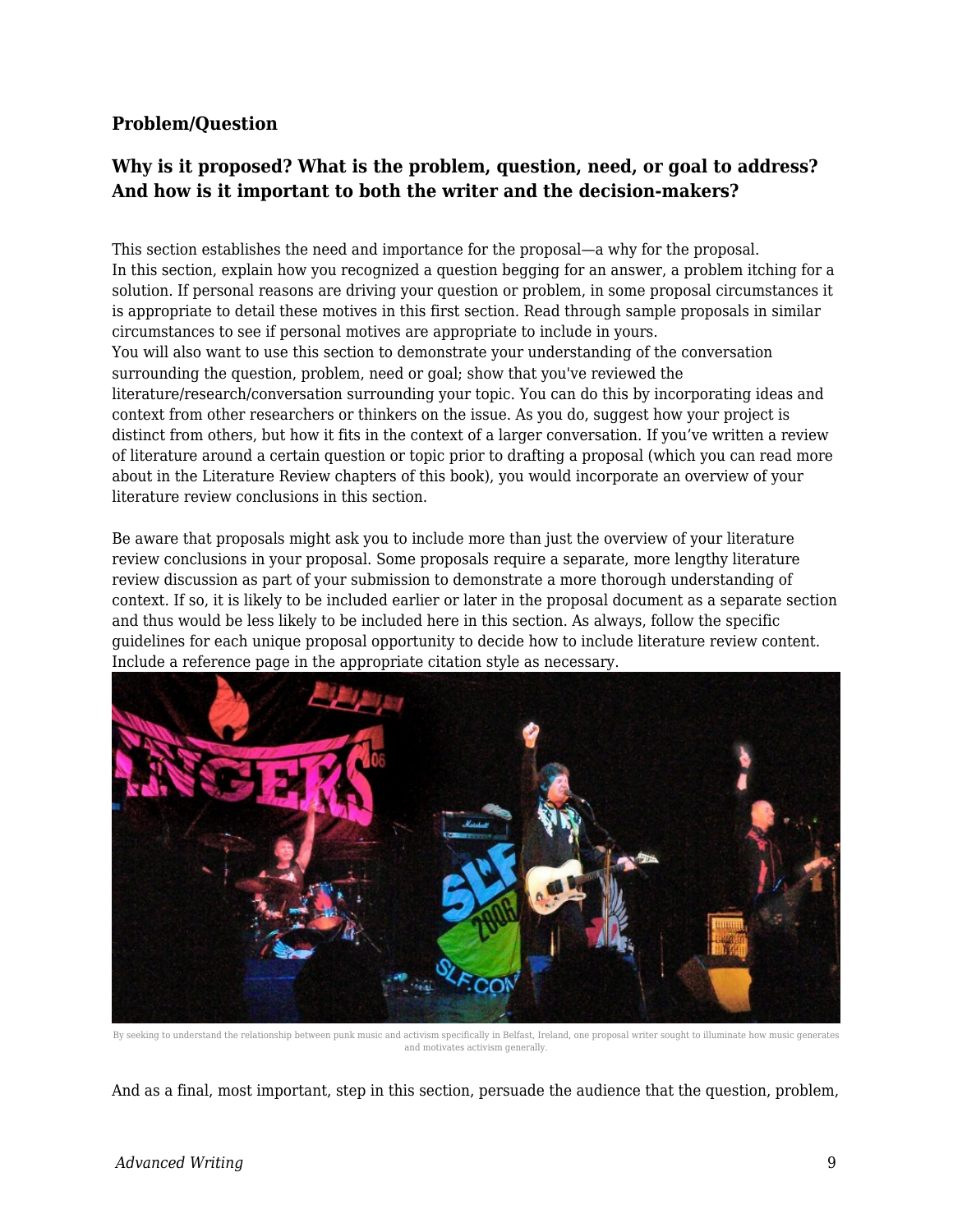### Problem/Question

### Why is it proposed? What is the problem, question, need, or goal to address? And how is it important to both the writer and the decision-makers?

This section establishes the need and importance for the proposal—a why for the proposal.
In this section, explain how you recognized a question begging for an answer, a problem itching for a solution. If personal reasons are driving your question or problem, in some proposal circumstances it is appropriate to detail these motives in this first section. Read through sample proposals in similar circumstances to see if personal motives are appropriate to include in yours.
You will also want to use this section to demonstrate your understanding of the conversation surrounding the question, problem, need or goal; show that you've reviewed the literature/research/conversation surrounding your topic. You can do this by incorporating ideas and context from other researchers or thinkers on the issue. As you do, suggest how your project is distinct from others, but how it fits in the context of a larger conversation. If you've written a review of literature around a certain question or topic prior to drafting a proposal (which you can read more about in the Literature Review chapters of this book), you would incorporate an overview of your literature review conclusions in this section.

Be aware that proposals might ask you to include more than just the overview of your literature review conclusions in your proposal. Some proposals require a separate, more lengthy literature review discussion as part of your submission to demonstrate a more thorough understanding of context. If so, it is likely to be included earlier or later in the proposal document as a separate section and thus would be less likely to be included here in this section. As always, follow the specific guidelines for each unique proposal opportunity to decide how to include literature review content. Include a reference page in the appropriate citation style as necessary.

By seeking to understand the relationship between punk music and activism specifically in Belfast, Ireland, one proposal writer sought to illuminate how music generates and motivates activism generally.

And as a final, most important, step in this section, persuade the audience that the question, problem,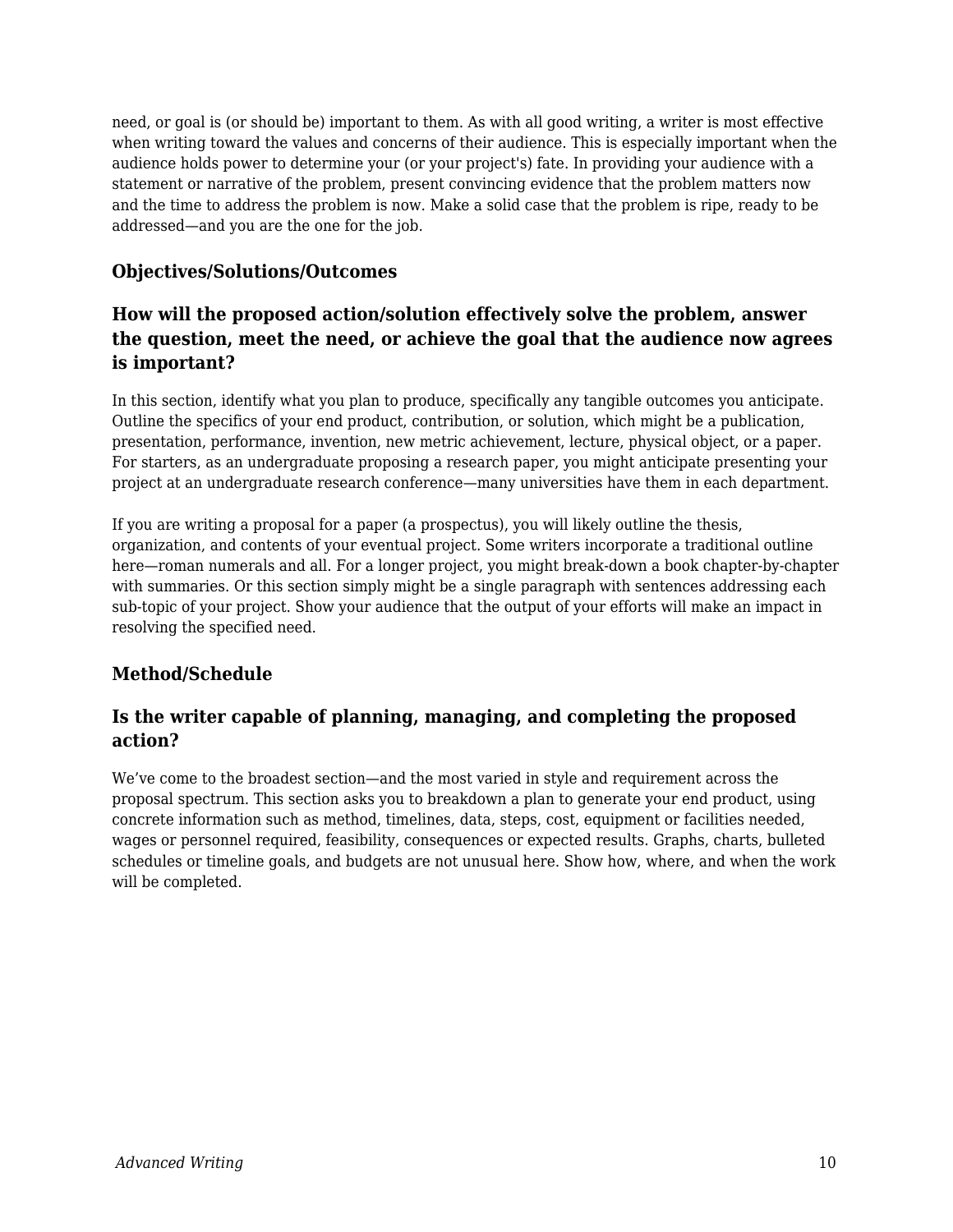need, or goal is (or should be) important to them. As with all good writing, a writer is most effective when writing toward the values and concerns of their audience. This is especially important when the audience holds power to determine your (or your project's) fate. In providing your audience with a statement or narrative of the problem, present convincing evidence that the problem matters now and the time to address the problem is now. Make a solid case that the problem is ripe, ready to be addressed—and you are the one for the job.

### Objectives/Solutions/Outcomes

### How will the proposed action/solution effectively solve the problem, answer the question, meet the need, or achieve the goal that the audience now agrees is important?

In this section, identify what you plan to produce, specifically any tangible outcomes you anticipate. Outline the specifics of your end product, contribution, or solution, which might be a publication, presentation, performance, invention, new metric achievement, lecture, physical object, or a paper. For starters, as an undergraduate proposing a research paper, you might anticipate presenting your project at an undergraduate research conference—many universities have them in each department.

If you are writing a proposal for a paper (a prospectus), you will likely outline the thesis, organization, and contents of your eventual project. Some writers incorporate a traditional outline here—roman numerals and all. For a longer project, you might break-down a book chapter-by-chapter with summaries. Or this section simply might be a single paragraph with sentences addressing each sub-topic of your project. Show your audience that the output of your efforts will make an impact in resolving the specified need.

### Method/Schedule

### Is the writer capable of planning, managing, and completing the proposed action?

We've come to the broadest section—and the most varied in style and requirement across the proposal spectrum. This section asks you to breakdown a plan to generate your end product, using concrete information such as method, timelines, data, steps, cost, equipment or facilities needed, wages or personnel required, feasibility, consequences or expected results. Graphs, charts, bulleted schedules or timeline goals, and budgets are not unusual here. Show how, where, and when the work will be completed.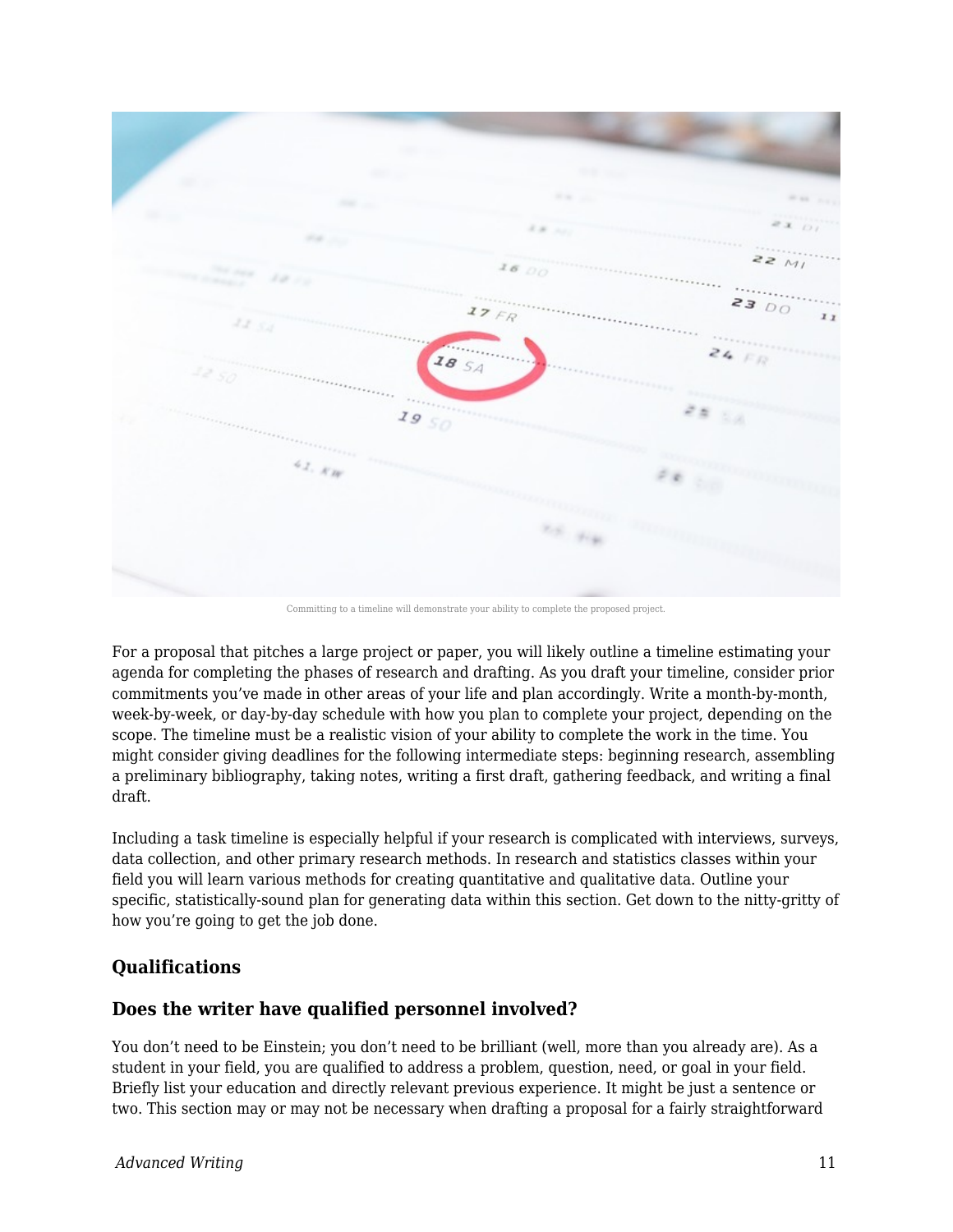Committing to a timeline will demonstrate your ability to complete the proposed project.

For a proposal that pitches a large project or paper, you will likely outline a timeline estimating your agenda for completing the phases of research and drafting. As you draft your timeline, consider prior commitments you've made in other areas of your life and plan accordingly. Write a month-by-month, week-by-week, or day-by-day schedule with how you plan to complete your project, depending on the scope. The timeline must be a realistic vision of your ability to complete the work in the time. You might consider giving deadlines for the following intermediate steps: beginning research, assembling a preliminary bibliography, taking notes, writing a first draft, gathering feedback, and writing a final draft.

Including a task timeline is especially helpful if your research is complicated with interviews, surveys, data collection, and other primary research methods. In research and statistics classes within your field you will learn various methods for creating quantitative and qualitative data. Outline your specific, statistically-sound plan for generating data within this section. Get down to the nitty-gritty of how you're going to get the job done.

### Qualifications

### Does the writer have qualified personnel involved?

You don't need to be Einstein; you don't need to be brilliant (well, more than you already are). As a student in your field, you are qualified to address a problem, question, need, or goal in your field. Briefly list your education and directly relevant previous experience. It might be just a sentence or two. This section may or may not be necessary when drafting a proposal for a fairly straightforward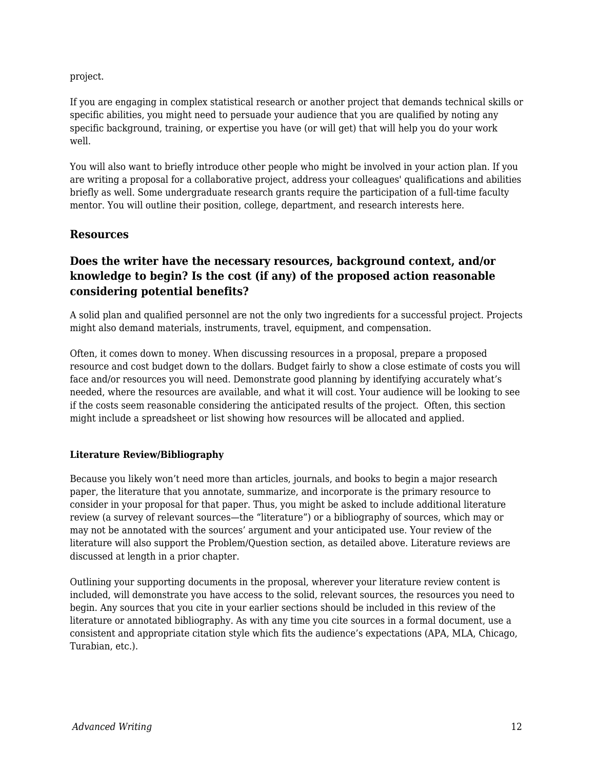project.

If you are engaging in complex statistical research or another project that demands technical skills or specific abilities, you might need to persuade your audience that you are qualified by noting any specific background, training, or expertise you have (or will get) that will help you do your work well.

You will also want to briefly introduce other people who might be involved in your action plan. If you are writing a proposal for a collaborative project, address your colleagues' qualifications and abilities briefly as well. Some undergraduate research grants require the participation of a full-time faculty mentor. You will outline their position, college, department, and research interests here.

### Resources

### Does the writer have the necessary resources, background context, and/or knowledge to begin? Is the cost (if any) of the proposed action reasonable considering potential benefits?

A solid plan and qualified personnel are not the only two ingredients for a successful project. Projects might also demand materials, instruments, travel, equipment, and compensation.

Often, it comes down to money. When discussing resources in a proposal, prepare a proposed resource and cost budget down to the dollars. Budget fairly to show a close estimate of costs you will face and/or resources you will need. Demonstrate good planning by identifying accurately what's needed, where the resources are available, and what it will cost. Your audience will be looking to see if the costs seem reasonable considering the anticipated results of the project. Often, this section might include a spreadsheet or list showing how resources will be allocated and applied.

#### Literature Review/Bibliography

Because you likely won't need more than articles, journals, and books to begin a major research paper, the literature that you annotate, summarize, and incorporate is the primary resource to consider in your proposal for that paper. Thus, you might be asked to include additional literature review (a survey of relevant sources—the "literature") or a bibliography of sources, which may or may not be annotated with the sources' argument and your anticipated use. Your review of the literature will also support the Problem/Question section, as detailed above. Literature reviews are discussed at length in a prior chapter.

Outlining your supporting documents in the proposal, wherever your literature review content is included, will demonstrate you have access to the solid, relevant sources, the resources you need to begin. Any sources that you cite in your earlier sections should be included in this review of the literature or annotated bibliography. As with any time you cite sources in a formal document, use a consistent and appropriate citation style which fits the audience's expectations (APA, MLA, Chicago, Turabian, etc.).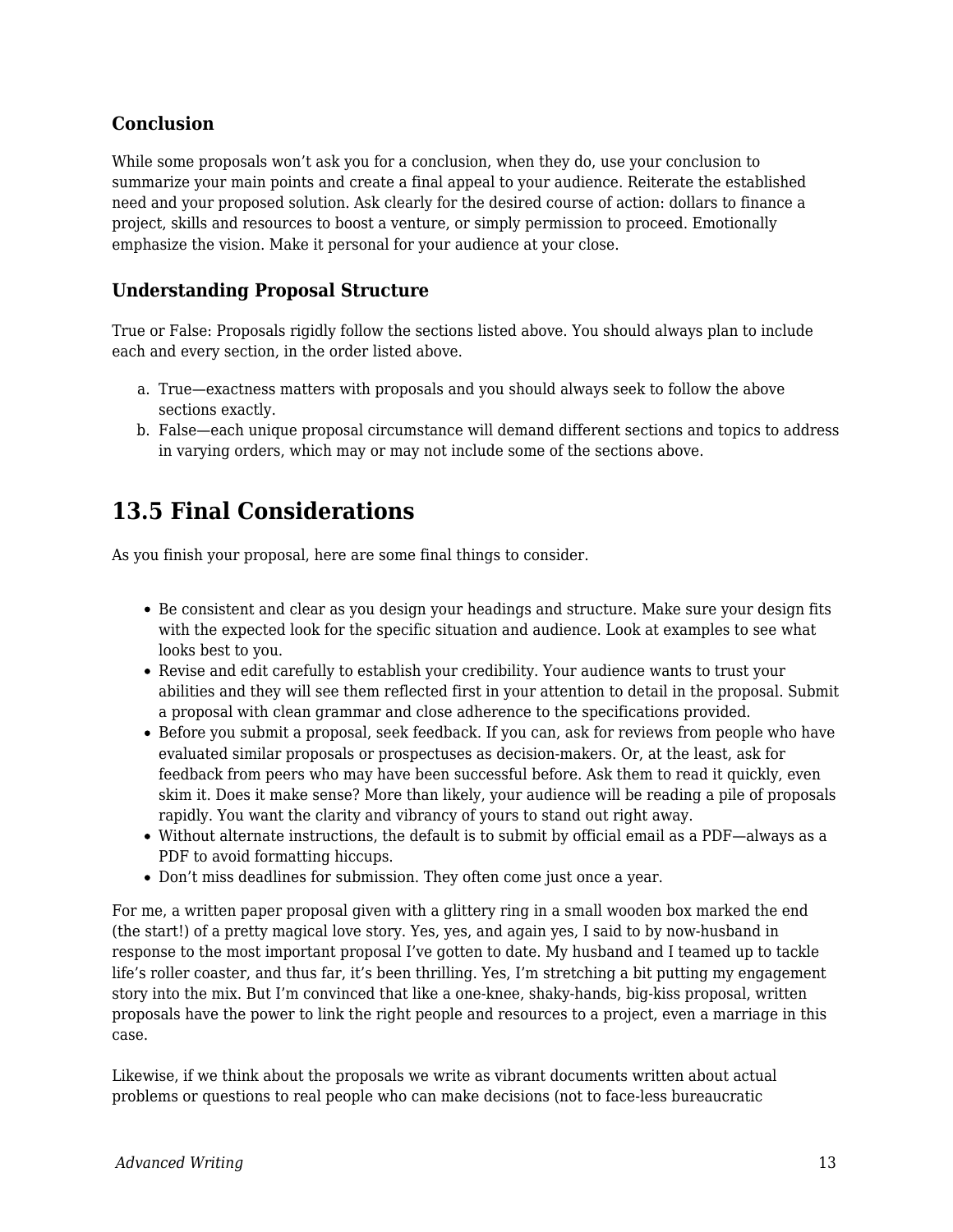### Conclusion

While some proposals won't ask you for a conclusion, when they do, use your conclusion to summarize your main points and create a final appeal to your audience. Reiterate the established need and your proposed solution. Ask clearly for the desired course of action: dollars to finance a project, skills and resources to boost a venture, or simply permission to proceed. Emotionally emphasize the vision. Make it personal for your audience at your close.

### Understanding Proposal Structure

True or False: Proposals rigidly follow the sections listed above. You should always plan to include each and every section, in the order listed above.

a. True—exactness matters with proposals and you should always seek to follow the above sections exactly.
b. False—each unique proposal circumstance will demand different sections and topics to address in varying orders, which may or may not include some of the sections above.

## 13.5 Final Considerations

As you finish your proposal, here are some final things to consider.

- Be consistent and clear as you design your headings and structure. Make sure your design fits with the expected look for the specific situation and audience. Look at examples to see what looks best to you.
- Revise and edit carefully to establish your credibility. Your audience wants to trust your abilities and they will see them reflected first in your attention to detail in the proposal. Submit a proposal with clean grammar and close adherence to the specifications provided.
- Before you submit a proposal, seek feedback. If you can, ask for reviews from people who have evaluated similar proposals or prospectuses as decision-makers. Or, at the least, ask for feedback from peers who may have been successful before. Ask them to read it quickly, even skim it. Does it make sense? More than likely, your audience will be reading a pile of proposals rapidly. You want the clarity and vibrancy of yours to stand out right away.
- Without alternate instructions, the default is to submit by official email as a PDF—always as a PDF to avoid formatting hiccups.
- Don't miss deadlines for submission. They often come just once a year.

For me, a written paper proposal given with a glittery ring in a small wooden box marked the end (the start!) of a pretty magical love story. Yes, yes, and again yes, I said to by now-husband in response to the most important proposal I've gotten to date. My husband and I teamed up to tackle life's roller coaster, and thus far, it's been thrilling. Yes, I'm stretching a bit putting my engagement story into the mix. But I'm convinced that like a one-knee, shaky-hands, big-kiss proposal, written proposals have the power to link the right people and resources to a project, even a marriage in this case.

Likewise, if we think about the proposals we write as vibrant documents written about actual problems or questions to real people who can make decisions (not to face-less bureaucratic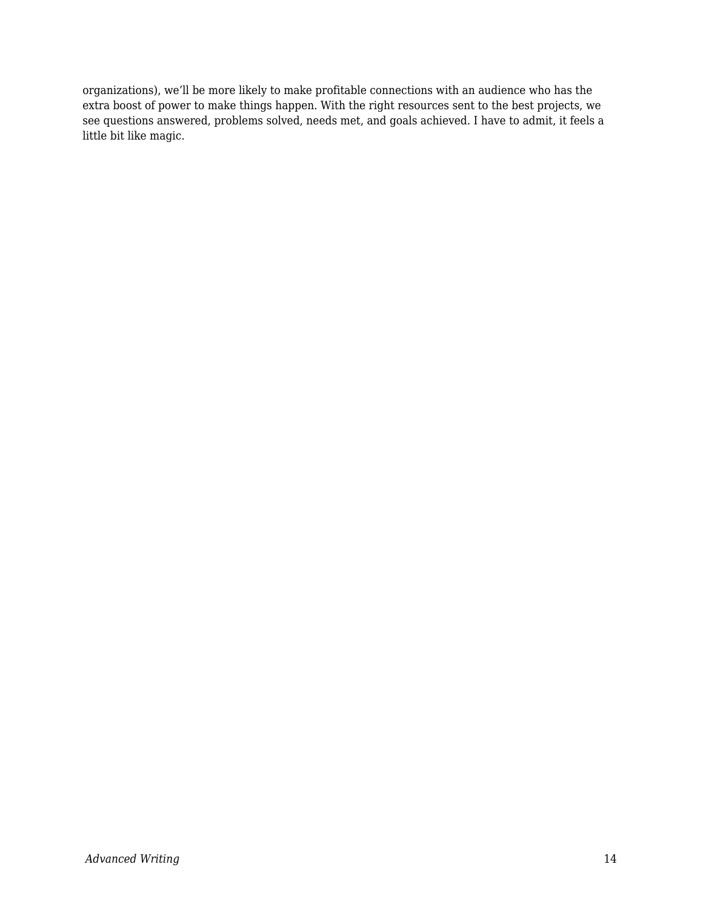organizations), we’ll be more likely to make profitable connections with an audience who has the extra boost of power to make things happen. With the right resources sent to the best projects, we see questions answered, problems solved, needs met, and goals achieved. I have to admit, it feels a little bit like magic.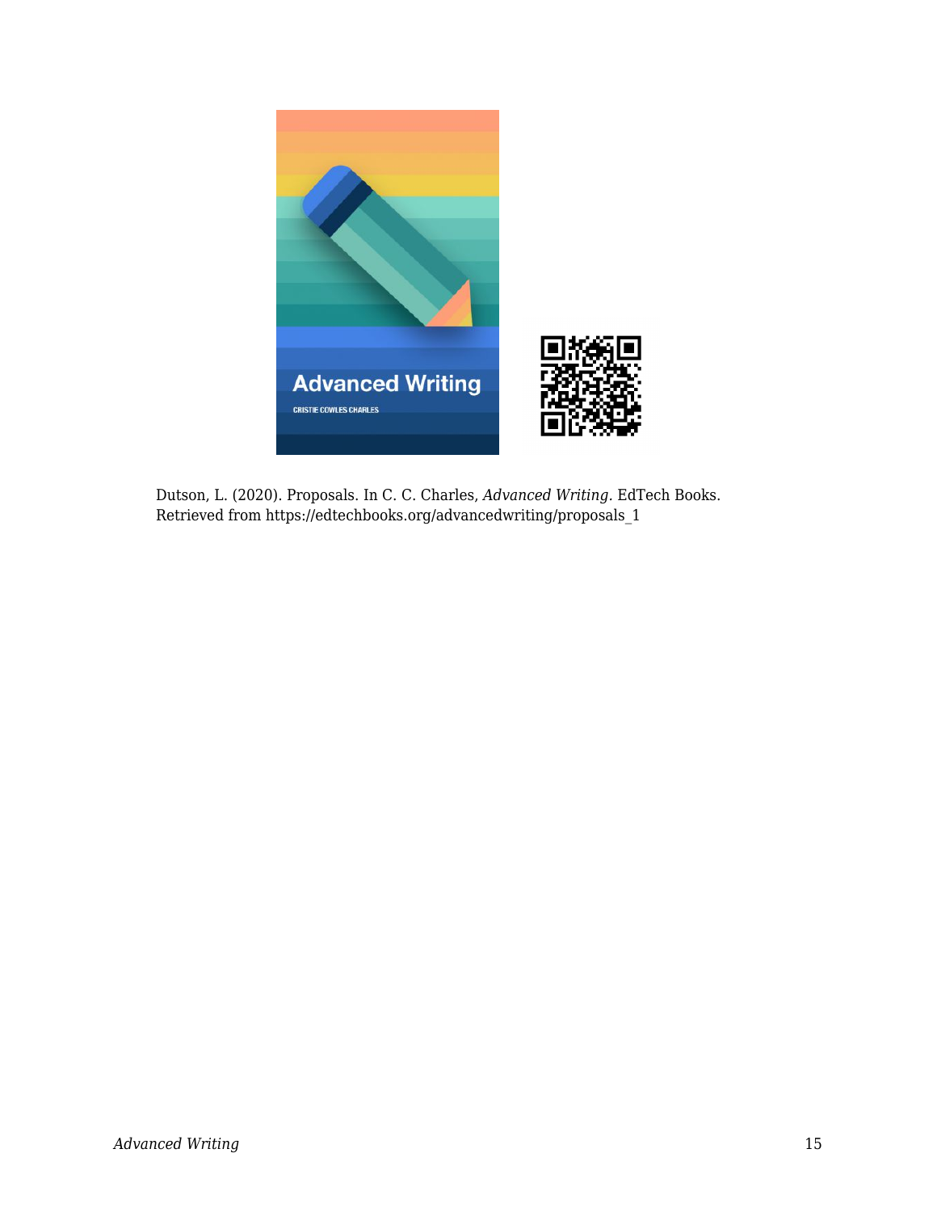Dutson, L. (2020). Proposals. In C. C. Charles, *Advanced Writing*. EdTech Books. Retrieved from https://edtechbooks.org/advancedwriting/proposals_1